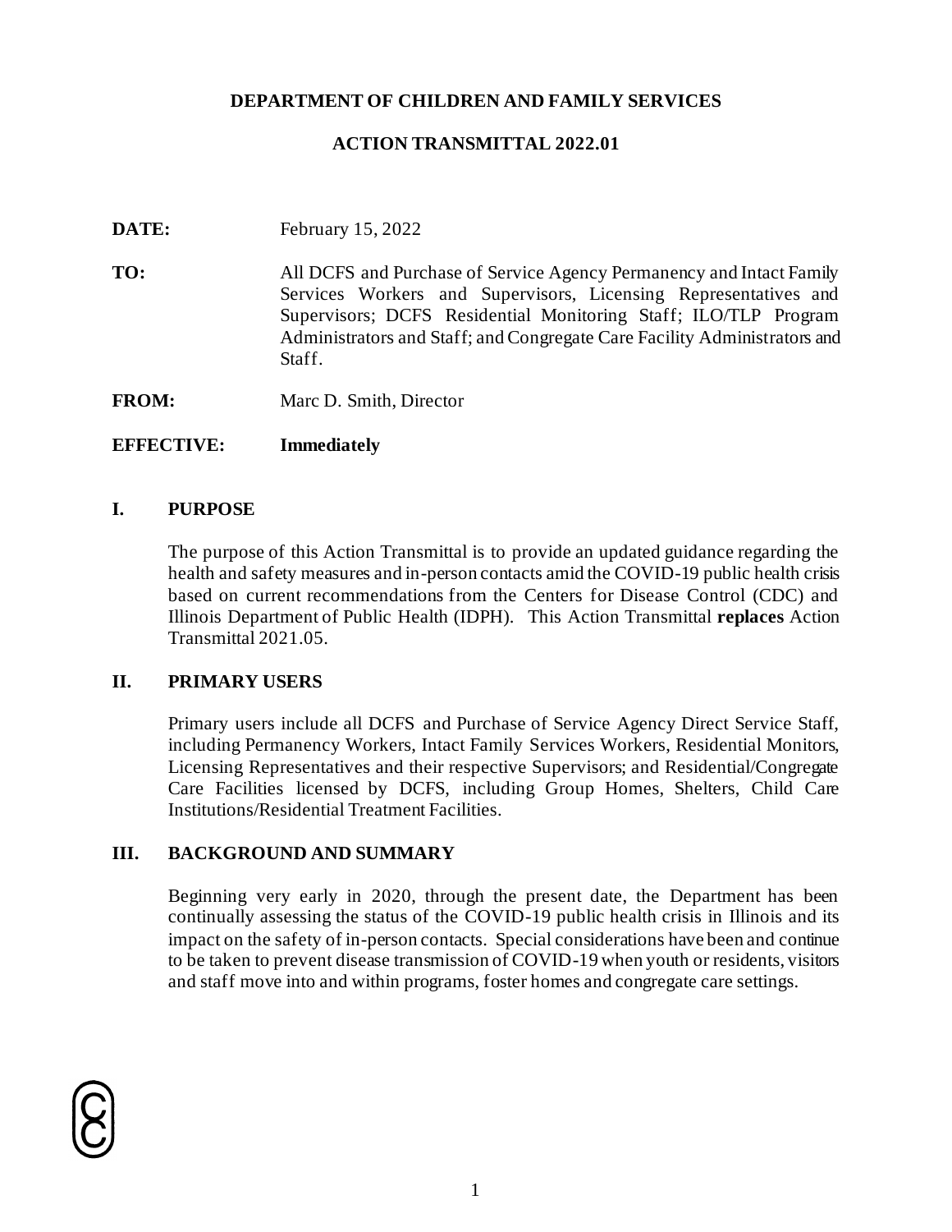**DEPARTMENT OF CHILDREN AND FAMILY SERVICES**

**ACTION TRANSMITTAL 2022.01**

**DATE:** February 15, 2022

**TO:** All DCFS and Purchase of Service Agency Permanency and Intact Family Services Workers and Supervisors, Licensing Representatives and Supervisors; DCFS Residential Monitoring Staff; ILO/TLP Program Administrators and Staff; and Congregate Care Facility Administrators and Staff.

**FROM:** Marc D. Smith, Director

**EFFECTIVE:** **Immediately**

## I. PURPOSE

The purpose of this Action Transmittal is to provide an updated guidance regarding the health and safety measures and in-person contacts amid the COVID-19 public health crisis based on current recommendations from the Centers for Disease Control (CDC) and Illinois Department of Public Health (IDPH). This Action Transmittal **replaces** Action Transmittal 2021.05.

## II. PRIMARY USERS

Primary users include all DCFS and Purchase of Service Agency Direct Service Staff, including Permanency Workers, Intact Family Services Workers, Residential Monitors, Licensing Representatives and their respective Supervisors; and Residential/Congregate Care Facilities licensed by DCFS, including Group Homes, Shelters, Child Care Institutions/Residential Treatment Facilities.

## III. BACKGROUND AND SUMMARY

Beginning very early in 2020, through the present date, the Department has been continually assessing the status of the COVID-19 public health crisis in Illinois and its impact on the safety of in-person contacts. Special considerations have been and continue to be taken to prevent disease transmission of COVID-19 when youth or residents, visitors and staff move into and within programs, foster homes and congregate care settings.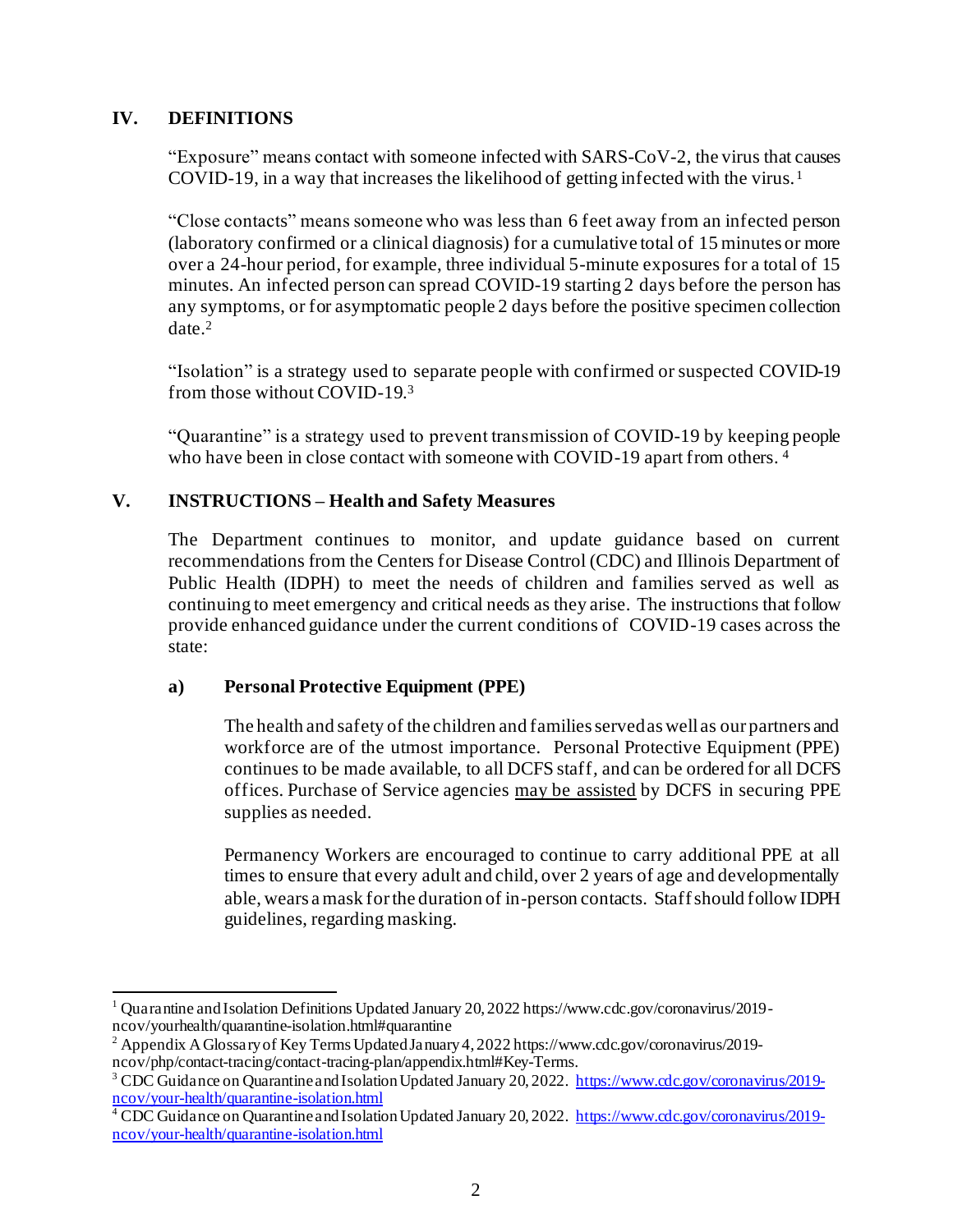## IV. DEFINITIONS

"Exposure" means contact with someone infected with SARS-CoV-2, the virus that causes COVID-19, in a way that increases the likelihood of getting infected with the virus.[1]

"Close contacts" means someone who was less than 6 feet away from an infected person (laboratory confirmed or a clinical diagnosis) for a cumulative total of 15 minutes or more over a 24-hour period, for example, three individual 5-minute exposures for a total of 15 minutes. An infected person can spread COVID-19 starting 2 days before the person has any symptoms, or for asymptomatic people 2 days before the positive specimen collection date.[2]

"Isolation" is a strategy used to separate people with confirmed or suspected COVID-19 from those without COVID-19.[3]

"Quarantine" is a strategy used to prevent transmission of COVID-19 by keeping people who have been in close contact with someone with COVID-19 apart from others. [4]

## V. INSTRUCTIONS – Health and Safety Measures

The Department continues to monitor, and update guidance based on current recommendations from the Centers for Disease Control (CDC) and Illinois Department of Public Health (IDPH) to meet the needs of children and families served as well as continuing to meet emergency and critical needs as they arise. The instructions that follow provide enhanced guidance under the current conditions of COVID-19 cases across the state:

### a) Personal Protective Equipment (PPE)

The health and safety of the children and families served as well as our partners and workforce are of the utmost importance. Personal Protective Equipment (PPE) continues to be made available, to all DCFS staff, and can be ordered for all DCFS offices. Purchase of Service agencies may be assisted by DCFS in securing PPE supplies as needed.

Permanency Workers are encouraged to continue to carry additional PPE at all times to ensure that every adult and child, over 2 years of age and developmentally able, wears a mask for the duration of in-person contacts. Staff should follow IDPH guidelines, regarding masking.

---

[1] Quarantine and Isolation Definitions Updated January 20, 2022 https://www.cdc.gov/coronavirus/2019-ncov/yourhealth/quarantine-isolation.html#quarantine

[2] Appendix A Glossary of Key Terms Updated January 4, 2022 https://www.cdc.gov/coronavirus/2019-ncov/php/contact-tracing/contact-tracing-plan/appendix.html#Key-Terms.

[3] CDC Guidance on Quarantine and Isolation Updated January 20, 2022. https://www.cdc.gov/coronavirus/2019-ncov/your-health/quarantine-isolation.html

[4] CDC Guidance on Quarantine and Isolation Updated January 20, 2022. https://www.cdc.gov/coronavirus/2019-ncov/your-health/quarantine-isolation.html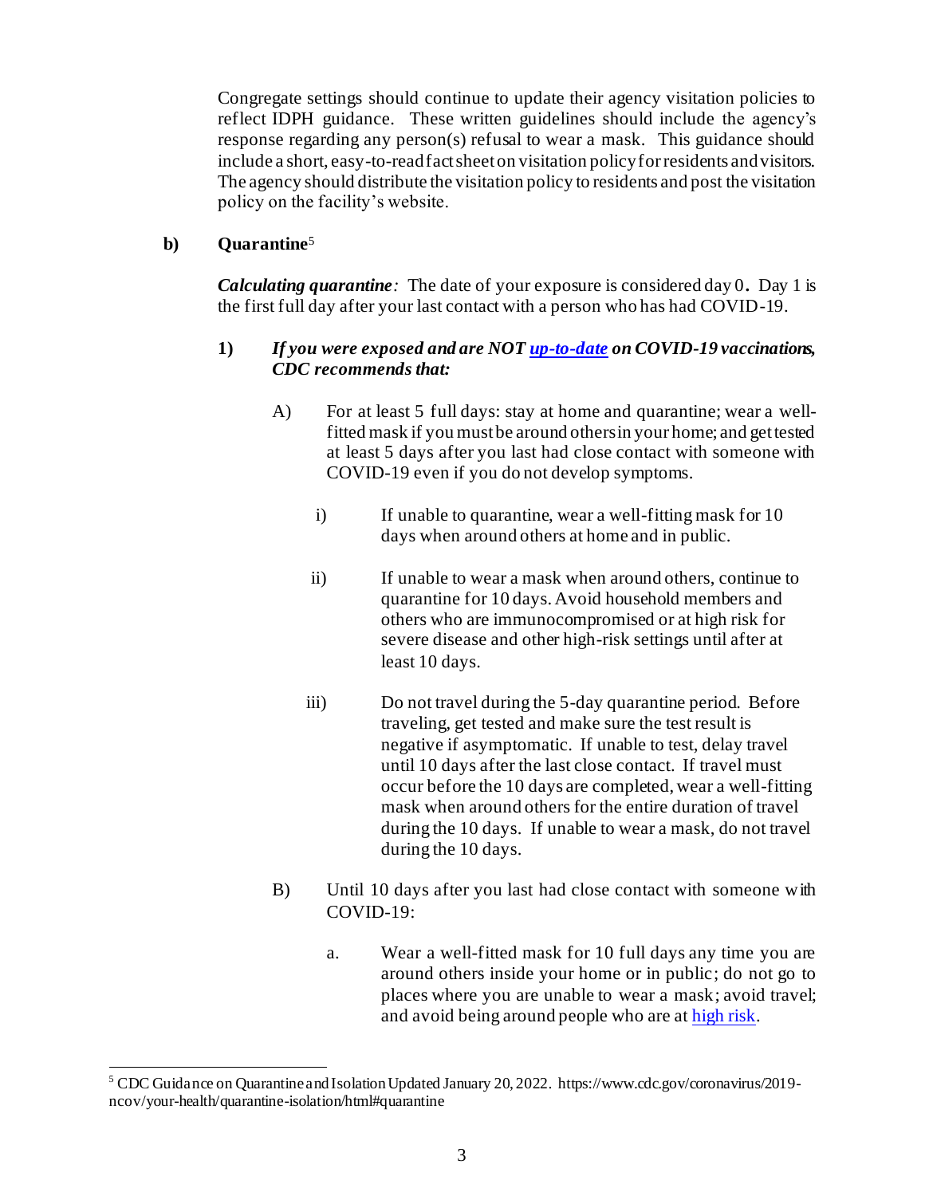Congregate settings should continue to update their agency visitation policies to reflect IDPH guidance. These written guidelines should include the agency's response regarding any person(s) refusal to wear a mask. This guidance should include a short, easy-to-read fact sheet on visitation policy for residents and visitors. The agency should distribute the visitation policy to residents and post the visitation policy on the facility's website.

**b) Quarantine**[5]

***Calculating quarantine:*** The date of your exposure is considered day 0**.** Day 1 is the first full day after your last contact with a person who has had COVID-19.

**1)** ***If you were exposed and are NOT [up-to-date](#) on COVID-19 vaccinations, CDC recommends that:***

A) For at least 5 full days: stay at home and quarantine; wear a well-fitted mask if you must be around others in your home; and get tested at least 5 days after you last had close contact with someone with COVID-19 even if you do not develop symptoms.

i) If unable to quarantine, wear a well-fitting mask for 10 days when around others at home and in public.

ii) If unable to wear a mask when around others, continue to quarantine for 10 days. Avoid household members and others who are immunocompromised or at high risk for severe disease and other high-risk settings until after at least 10 days.

iii) Do not travel during the 5-day quarantine period. Before traveling, get tested and make sure the test result is negative if asymptomatic. If unable to test, delay travel until 10 days after the last close contact. If travel must occur before the 10 days are completed, wear a well-fitting mask when around others for the entire duration of travel during the 10 days. If unable to wear a mask, do not travel during the 10 days.

B) Until 10 days after you last had close contact with someone with COVID-19:

a. Wear a well-fitted mask for 10 full days any time you are around others inside your home or in public; do not go to places where you are unable to wear a mask; avoid travel; and avoid being around people who are at [high risk](#).

---

[5] CDC Guidance on Quarantine and Isolation Updated January 20, 2022. https://www.cdc.gov/coronavirus/2019-ncov/your-health/quarantine-isolation/html#quarantine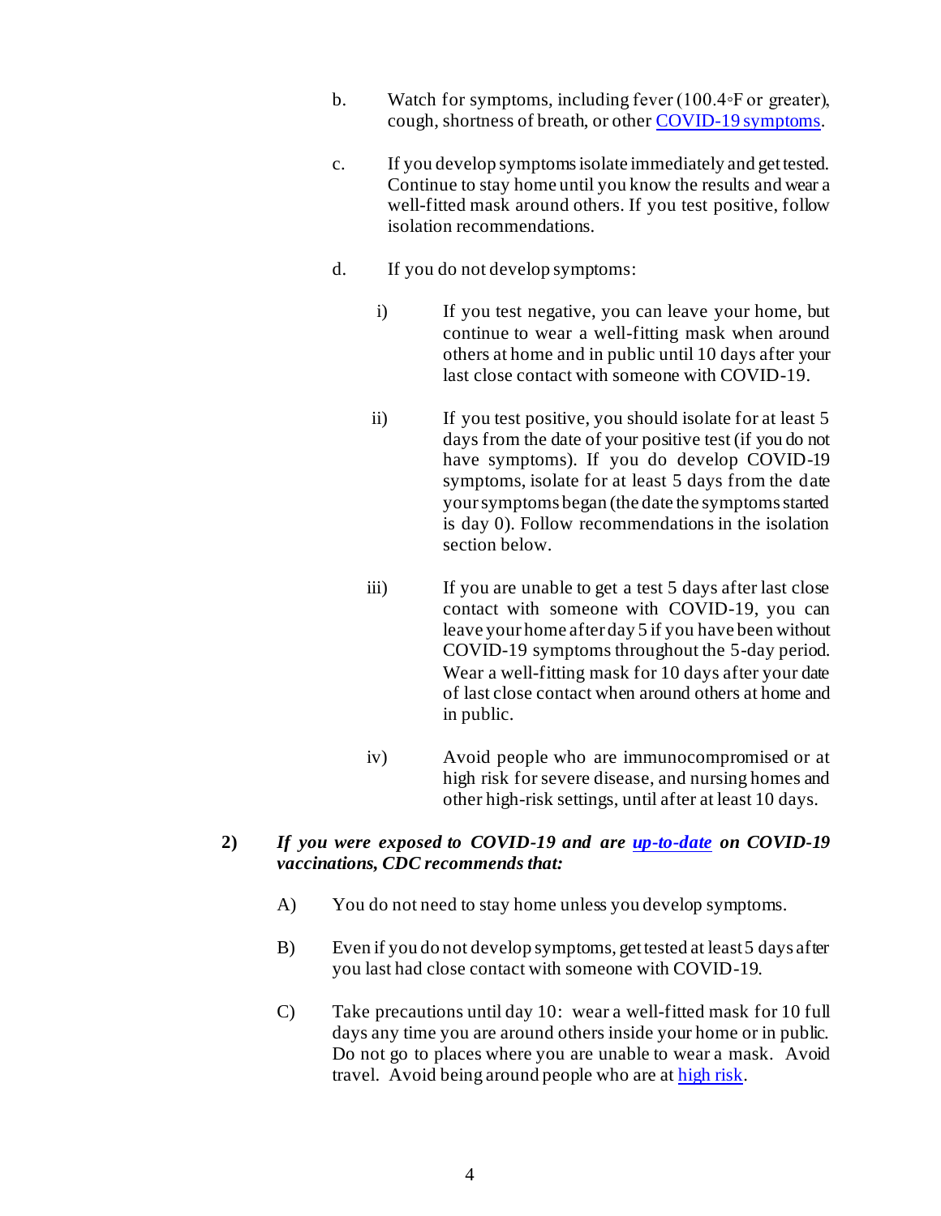b. Watch for symptoms, including fever (100.4◦F or greater), cough, shortness of breath, or other [COVID-19 symptoms](#).

c. If you develop symptoms isolate immediately and get tested. Continue to stay home until you know the results and wear a well-fitted mask around others. If you test positive, follow isolation recommendations.

d. If you do not develop symptoms:

   i) If you test negative, you can leave your home, but continue to wear a well-fitting mask when around others at home and in public until 10 days after your last close contact with someone with COVID-19.

   ii) If you test positive, you should isolate for at least 5 days from the date of your positive test (if you do not have symptoms). If you do develop COVID-19 symptoms, isolate for at least 5 days from the date your symptoms began (the date the symptoms started is day 0). Follow recommendations in the isolation section below.

   iii) If you are unable to get a test 5 days after last close contact with someone with COVID-19, you can leave your home after day 5 if you have been without COVID-19 symptoms throughout the 5-day period. Wear a well-fitting mask for 10 days after your date of last close contact when around others at home and in public.

   iv) Avoid people who are immunocompromised or at high risk for severe disease, and nursing homes and other high-risk settings, until after at least 10 days.

**2)** ***If you were exposed to COVID-19 and are [up-to-date](#) on COVID-19 vaccinations, CDC recommends that:***

A) You do not need to stay home unless you develop symptoms.

B) Even if you do not develop symptoms, get tested at least 5 days after you last had close contact with someone with COVID-19.

C) Take precautions until day 10: wear a well-fitted mask for 10 full days any time you are around others inside your home or in public. Do not go to places where you are unable to wear a mask. Avoid travel. Avoid being around people who are at [high risk](#).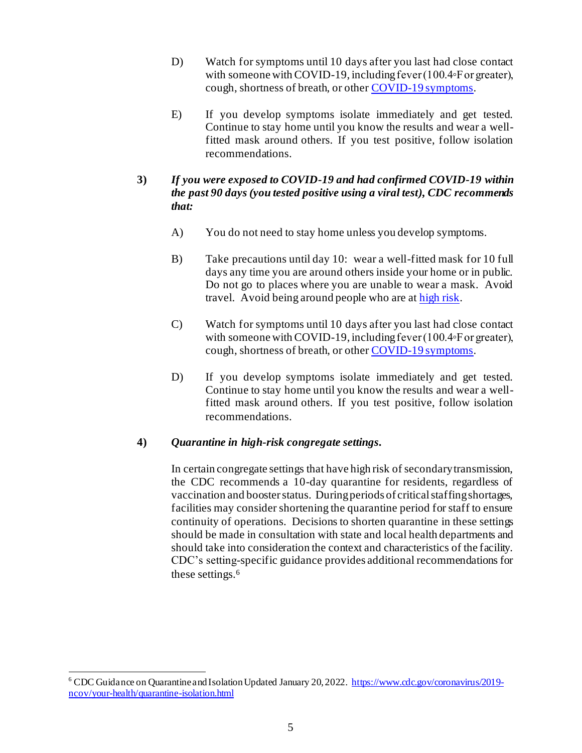D) Watch for symptoms until 10 days after you last had close contact with someone with COVID-19, including fever (100.4◦F or greater), cough, shortness of breath, or other [COVID-19 symptoms](#).

E) If you develop symptoms isolate immediately and get tested. Continue to stay home until you know the results and wear a well-fitted mask around others. If you test positive, follow isolation recommendations.

**3)** ***If you were exposed to COVID-19 and had confirmed COVID-19 within the past 90 days (you tested positive using a viral test), CDC recommends that:***

A) You do not need to stay home unless you develop symptoms.

B) Take precautions until day 10: wear a well-fitted mask for 10 full days any time you are around others inside your home or in public. Do not go to places where you are unable to wear a mask. Avoid travel. Avoid being around people who are at [high risk](#).

C) Watch for symptoms until 10 days after you last had close contact with someone with COVID-19, including fever (100.4◦F or greater), cough, shortness of breath, or other [COVID-19 symptoms](#).

D) If you develop symptoms isolate immediately and get tested. Continue to stay home until you know the results and wear a well-fitted mask around others. If you test positive, follow isolation recommendations.

**4)** ***Quarantine in high-risk congregate settings.***

In certain congregate settings that have high risk of secondary transmission, the CDC recommends a 10-day quarantine for residents, regardless of vaccination and booster status. During periods of critical staffing shortages, facilities may consider shortening the quarantine period for staff to ensure continuity of operations. Decisions to shorten quarantine in these settings should be made in consultation with state and local health departments and should take into consideration the context and characteristics of the facility. CDC's setting-specific guidance provides additional recommendations for these settings.[6]

---

[6] CDC Guidance on Quarantine and Isolation Updated January 20, 2022. https://www.cdc.gov/coronavirus/2019-ncov/your-health/quarantine-isolation.html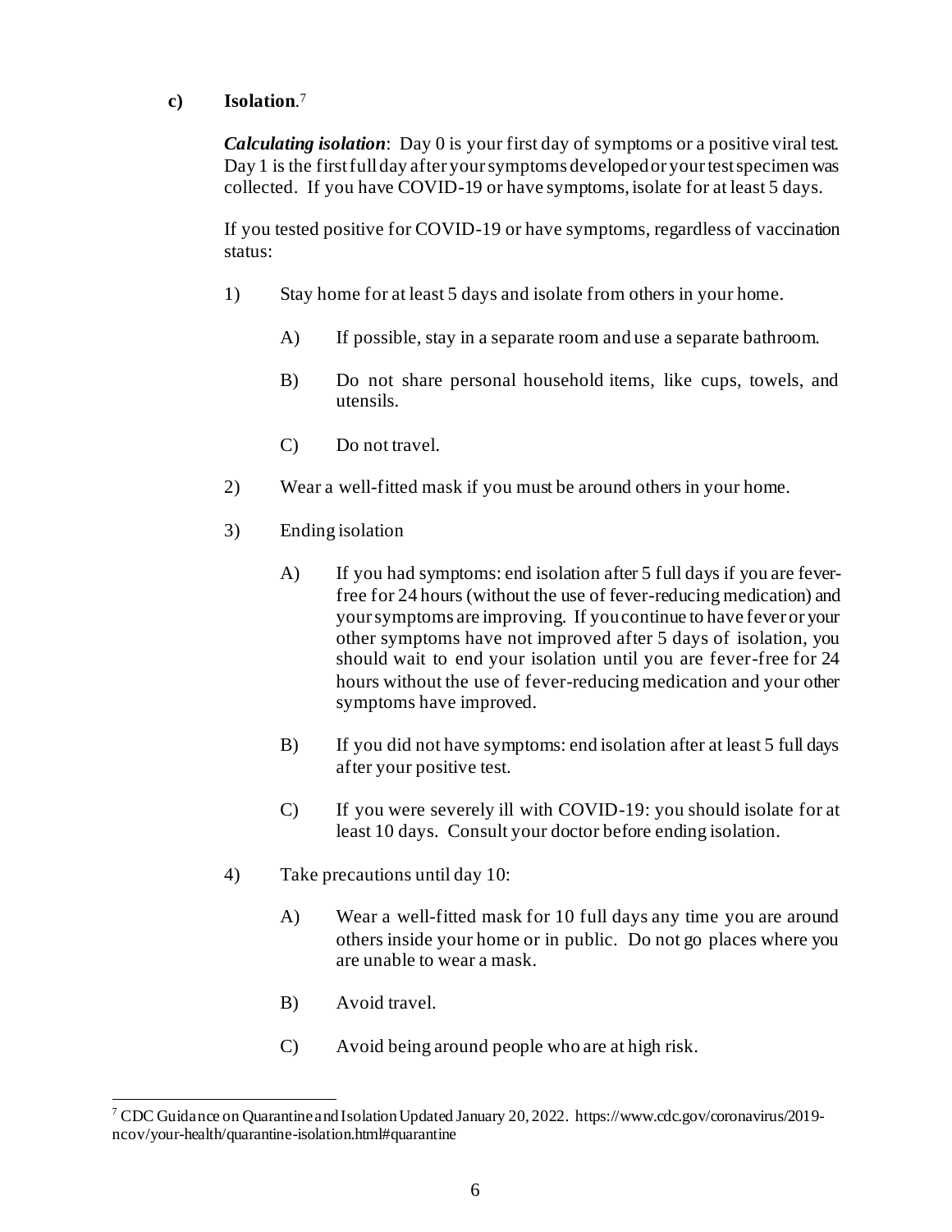**c) Isolation**.[7]

***Calculating isolation***: Day 0 is your first day of symptoms or a positive viral test. Day 1 is the first full day after your symptoms developed or your test specimen was collected. If you have COVID-19 or have symptoms, isolate for at least 5 days.

If you tested positive for COVID-19 or have symptoms, regardless of vaccination status:

1) Stay home for at least 5 days and isolate from others in your home.

   A) If possible, stay in a separate room and use a separate bathroom.

   B) Do not share personal household items, like cups, towels, and utensils.

   C) Do not travel.

2) Wear a well-fitted mask if you must be around others in your home.

3) Ending isolation

   A) If you had symptoms: end isolation after 5 full days if you are fever-free for 24 hours (without the use of fever-reducing medication) and your symptoms are improving. If you continue to have fever or your other symptoms have not improved after 5 days of isolation, you should wait to end your isolation until you are fever-free for 24 hours without the use of fever-reducing medication and your other symptoms have improved.

   B) If you did not have symptoms: end isolation after at least 5 full days after your positive test.

   C) If you were severely ill with COVID-19: you should isolate for at least 10 days. Consult your doctor before ending isolation.

4) Take precautions until day 10:

   A) Wear a well-fitted mask for 10 full days any time you are around others inside your home or in public. Do not go places where you are unable to wear a mask.

   B) Avoid travel.

   C) Avoid being around people who are at high risk.

---

[7] CDC Guidance on Quarantine and Isolation Updated January 20, 2022. https://www.cdc.gov/coronavirus/2019-ncov/your-health/quarantine-isolation.html#quarantine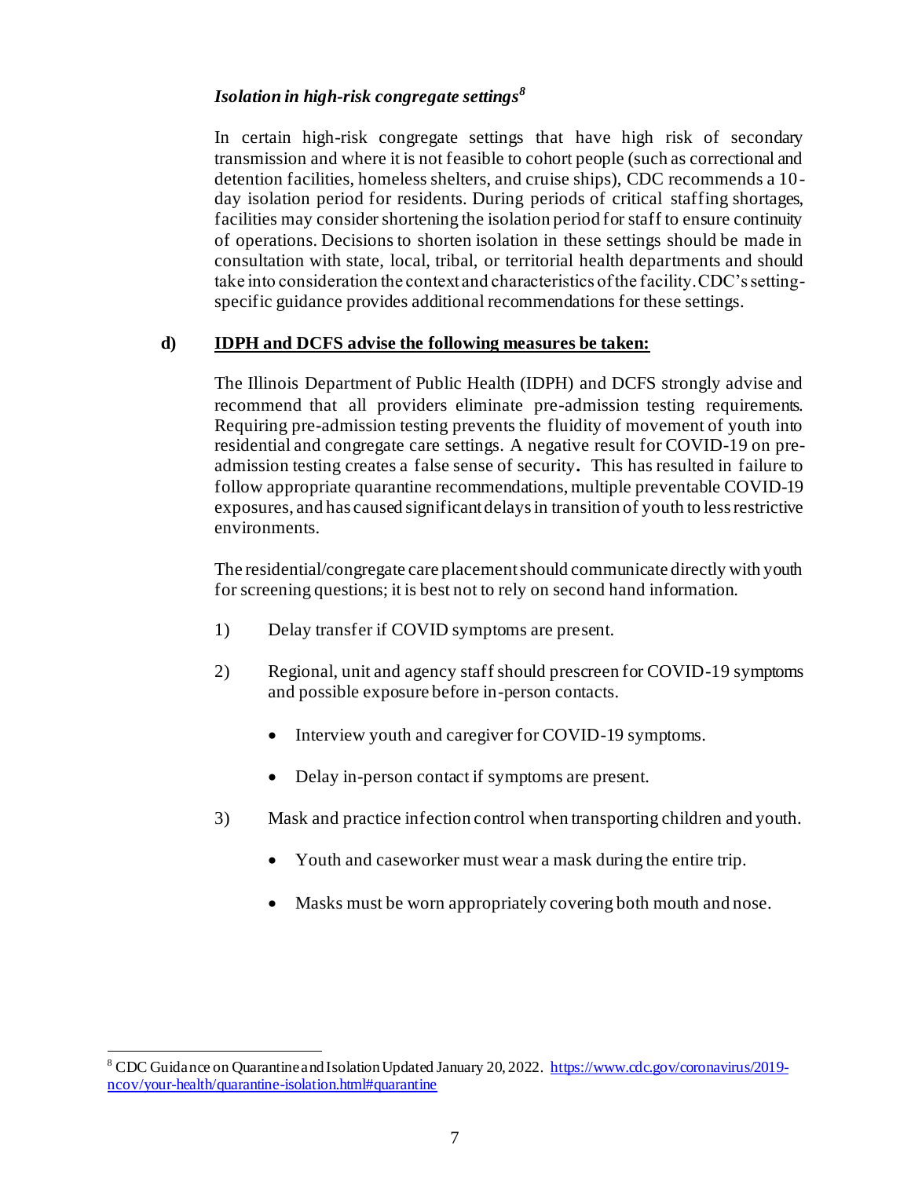***Isolation in high-risk congregate settings***[8]

In certain high-risk congregate settings that have high risk of secondary transmission and where it is not feasible to cohort people (such as correctional and detention facilities, homeless shelters, and cruise ships), CDC recommends a 10-day isolation period for residents. During periods of critical staffing shortages, facilities may consider shortening the isolation period for staff to ensure continuity of operations. Decisions to shorten isolation in these settings should be made in consultation with state, local, tribal, or territorial health departments and should take into consideration the context and characteristics of the facility. CDC's setting-specific guidance provides additional recommendations for these settings.

**d) <u>IDPH and DCFS advise the following measures be taken:</u>**

The Illinois Department of Public Health (IDPH) and DCFS strongly advise and recommend that all providers eliminate pre-admission testing requirements. Requiring pre-admission testing prevents the fluidity of movement of youth into residential and congregate care settings. A negative result for COVID-19 on pre-admission testing creates a false sense of security. This has resulted in failure to follow appropriate quarantine recommendations, multiple preventable COVID-19 exposures, and has caused significant delays in transition of youth to less restrictive environments.

The residential/congregate care placement should communicate directly with youth for screening questions; it is best not to rely on second hand information.

1) Delay transfer if COVID symptoms are present.

2) Regional, unit and agency staff should prescreen for COVID-19 symptoms and possible exposure before in-person contacts.

   - Interview youth and caregiver for COVID-19 symptoms.
   - Delay in-person contact if symptoms are present.

3) Mask and practice infection control when transporting children and youth.

   - Youth and caseworker must wear a mask during the entire trip.
   - Masks must be worn appropriately covering both mouth and nose.

---

[8] CDC Guidance on Quarantine and Isolation Updated January 20, 2022. https://www.cdc.gov/coronavirus/2019-ncov/your-health/quarantine-isolation.html#quarantine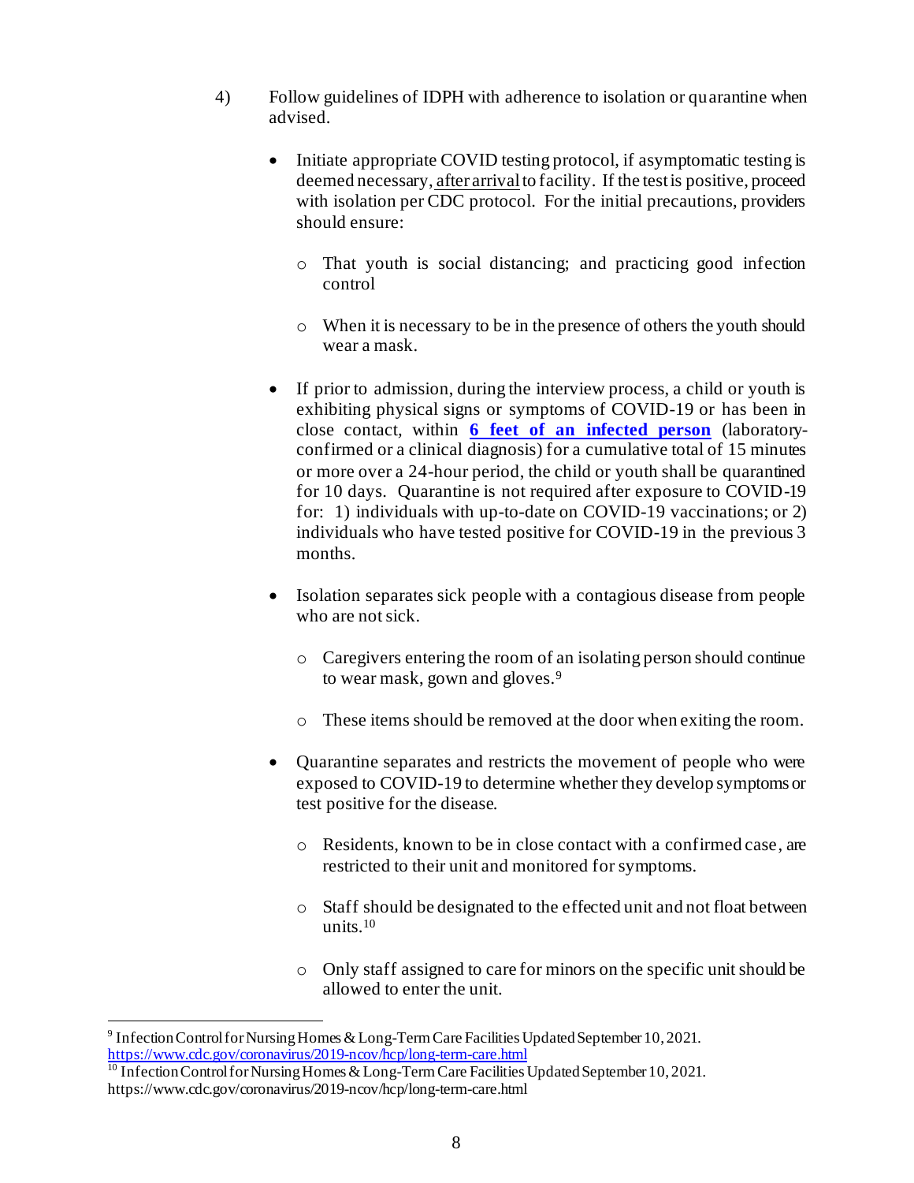4) Follow guidelines of IDPH with adherence to isolation or quarantine when advised.

- Initiate appropriate COVID testing protocol, if asymptomatic testing is deemed necessary, after arrival to facility. If the test is positive, proceed with isolation per CDC protocol. For the initial precautions, providers should ensure:
  - That youth is social distancing; and practicing good infection control
  - When it is necessary to be in the presence of others the youth should wear a mask.
- If prior to admission, during the interview process, a child or youth is exhibiting physical signs or symptoms of COVID-19 or has been in close contact, within **[6 feet of an infected person](#)** (laboratory-confirmed or a clinical diagnosis) for a cumulative total of 15 minutes or more over a 24-hour period, the child or youth shall be quarantined for 10 days. Quarantine is not required after exposure to COVID-19 for: 1) individuals with up-to-date on COVID-19 vaccinations; or 2) individuals who have tested positive for COVID-19 in the previous 3 months.
- Isolation separates sick people with a contagious disease from people who are not sick.
  - Caregivers entering the room of an isolating person should continue to wear mask, gown and gloves.[9]
  - These items should be removed at the door when exiting the room.
- Quarantine separates and restricts the movement of people who were exposed to COVID-19 to determine whether they develop symptoms or test positive for the disease.
  - Residents, known to be in close contact with a confirmed case, are restricted to their unit and monitored for symptoms.
  - Staff should be designated to the effected unit and not float between units.[10]
  - Only staff assigned to care for minors on the specific unit should be allowed to enter the unit.

---

[9] Infection Control for Nursing Homes & Long-Term Care Facilities Updated September 10, 2021. https://www.cdc.gov/coronavirus/2019-ncov/hcp/long-term-care.html

[10] Infection Control for Nursing Homes & Long-Term Care Facilities Updated September 10, 2021. https://www.cdc.gov/coronavirus/2019-ncov/hcp/long-term-care.html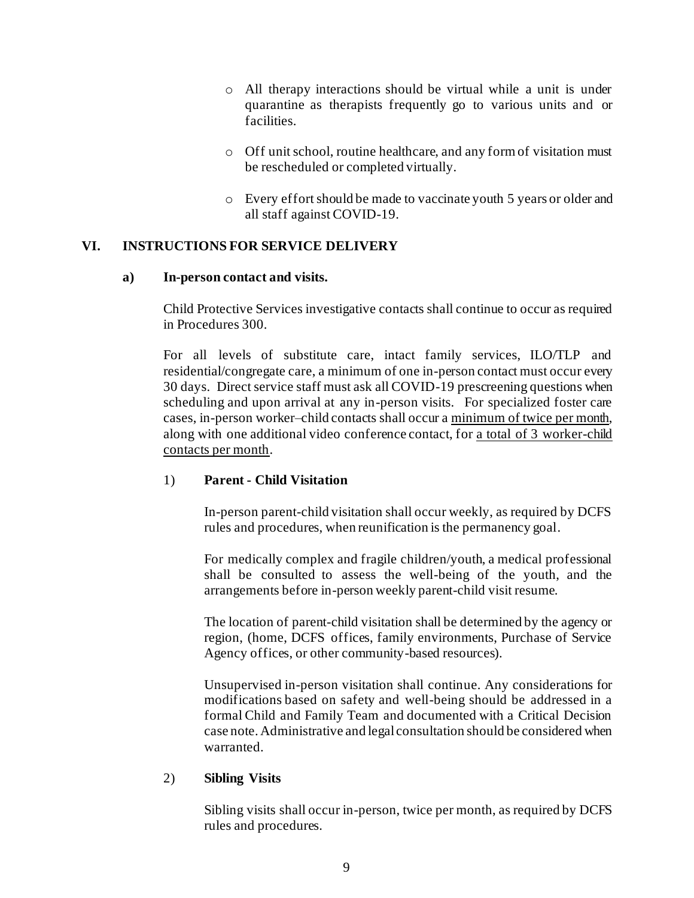- All therapy interactions should be virtual while a unit is under quarantine as therapists frequently go to various units and or facilities.

- Off unit school, routine healthcare, and any form of visitation must be rescheduled or completed virtually.

- Every effort should be made to vaccinate youth 5 years or older and all staff against COVID-19.

## VI. INSTRUCTIONS FOR SERVICE DELIVERY

### a) In-person contact and visits.

Child Protective Services investigative contacts shall continue to occur as required in Procedures 300.

For all levels of substitute care, intact family services, ILO/TLP and residential/congregate care, a minimum of one in-person contact must occur every 30 days. Direct service staff must ask all COVID-19 prescreening questions when scheduling and upon arrival at any in-person visits. For specialized foster care cases, in-person worker–child contacts shall occur a <u>minimum of twice per month</u>, along with one additional video conference contact, for <u>a total of 3 worker-child contacts per month</u>.

#### 1) Parent - Child Visitation

In-person parent-child visitation shall occur weekly, as required by DCFS rules and procedures, when reunification is the permanency goal.

For medically complex and fragile children/youth, a medical professional shall be consulted to assess the well-being of the youth, and the arrangements before in-person weekly parent-child visit resume.

The location of parent-child visitation shall be determined by the agency or region, (home, DCFS offices, family environments, Purchase of Service Agency offices, or other community-based resources).

Unsupervised in-person visitation shall continue. Any considerations for modifications based on safety and well-being should be addressed in a formal Child and Family Team and documented with a Critical Decision case note. Administrative and legal consultation should be considered when warranted.

#### 2) Sibling Visits

Sibling visits shall occur in-person, twice per month, as required by DCFS rules and procedures.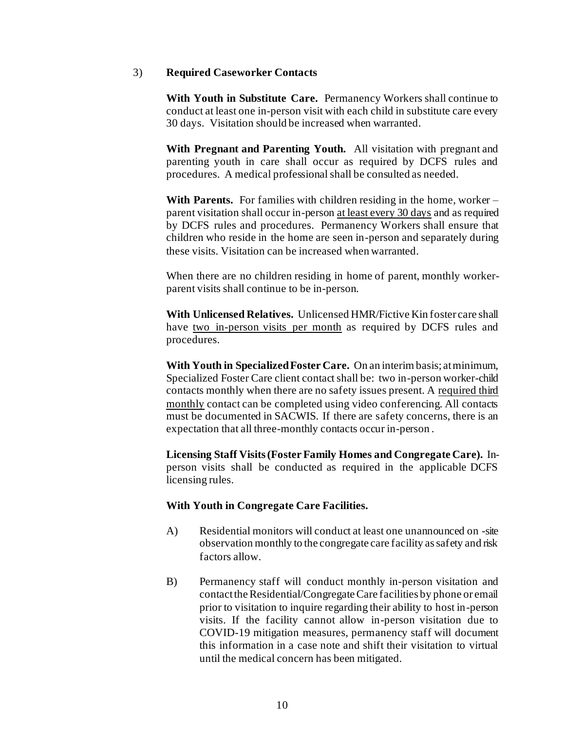3) **Required Caseworker Contacts**

**With Youth in Substitute Care.** Permanency Workers shall continue to conduct at least one in-person visit with each child in substitute care every 30 days. Visitation should be increased when warranted.

**With Pregnant and Parenting Youth.** All visitation with pregnant and parenting youth in care shall occur as required by DCFS rules and procedures. A medical professional shall be consulted as needed.

**With Parents.** For families with children residing in the home, worker – parent visitation shall occur in-person <u>at least every 30 days</u> and as required by DCFS rules and procedures. Permanency Workers shall ensure that children who reside in the home are seen in-person and separately during these visits. Visitation can be increased when warranted.

When there are no children residing in home of parent, monthly worker-parent visits shall continue to be in-person.

**With Unlicensed Relatives.** Unlicensed HMR/Fictive Kin foster care shall have <u>two in-person visits per month</u> as required by DCFS rules and procedures.

**With Youth in Specialized Foster Care.** On an interim basis; at minimum, Specialized Foster Care client contact shall be: two in-person worker-child contacts monthly when there are no safety issues present. A <u>required third monthly</u> contact can be completed using video conferencing. All contacts must be documented in SACWIS. If there are safety concerns, there is an expectation that all three-monthly contacts occur in-person.

**Licensing Staff Visits (Foster Family Homes and Congregate Care).** In-person visits shall be conducted as required in the applicable DCFS licensing rules.

**With Youth in Congregate Care Facilities.**

A) Residential monitors will conduct at least one unannounced on -site observation monthly to the congregate care facility as safety and risk factors allow.

B) Permanency staff will conduct monthly in-person visitation and contact the Residential/Congregate Care facilities by phone or email prior to visitation to inquire regarding their ability to host in-person visits. If the facility cannot allow in-person visitation due to COVID-19 mitigation measures, permanency staff will document this information in a case note and shift their visitation to virtual until the medical concern has been mitigated.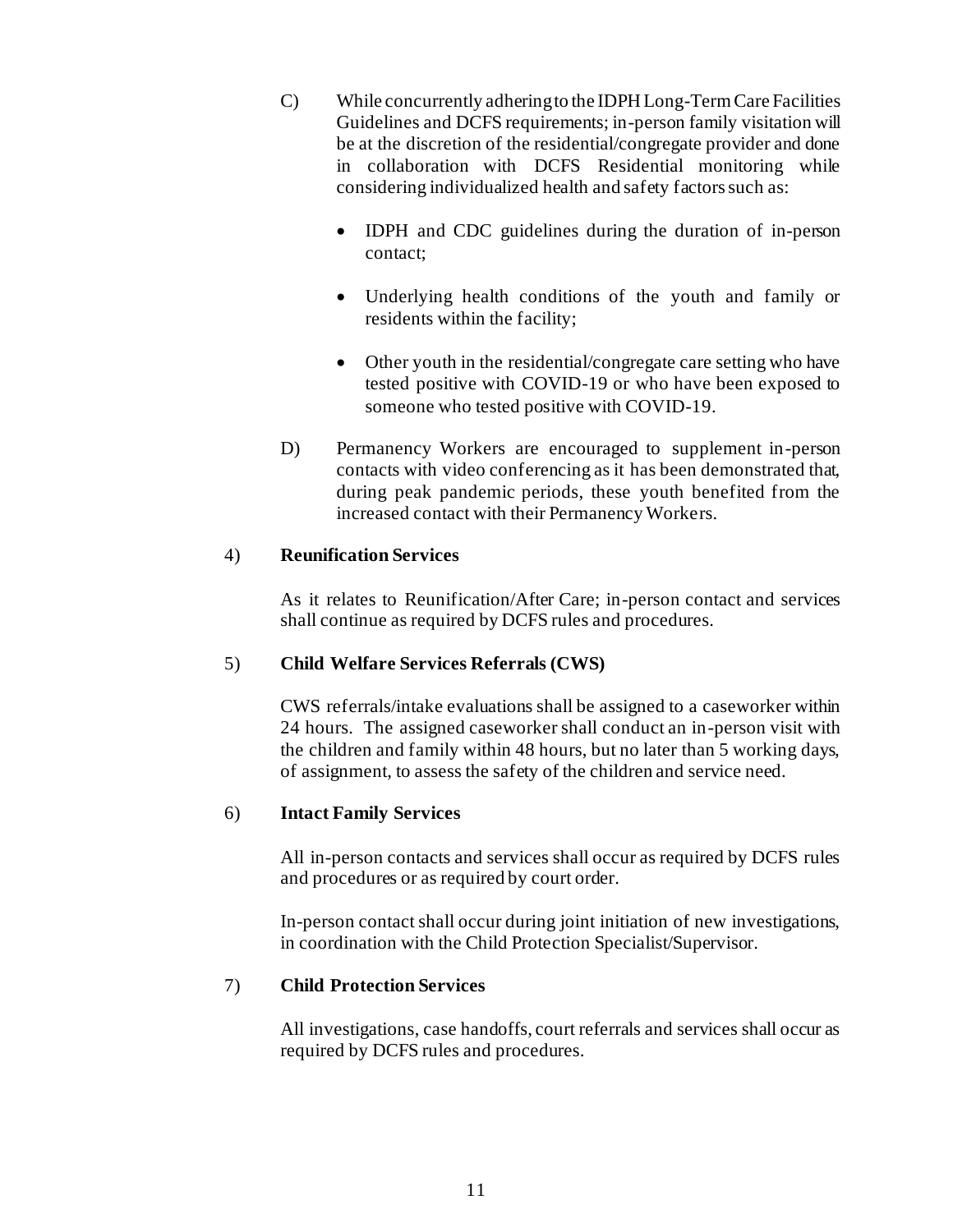C) While concurrently adhering to the IDPH Long-Term Care Facilities Guidelines and DCFS requirements; in-person family visitation will be at the discretion of the residential/congregate provider and done in collaboration with DCFS Residential monitoring while considering individualized health and safety factors such as:

- IDPH and CDC guidelines during the duration of in-person contact;
- Underlying health conditions of the youth and family or residents within the facility;
- Other youth in the residential/congregate care setting who have tested positive with COVID-19 or who have been exposed to someone who tested positive with COVID-19.

D) Permanency Workers are encouraged to supplement in-person contacts with video conferencing as it has been demonstrated that, during peak pandemic periods, these youth benefited from the increased contact with their Permanency Workers.

4) **Reunification Services**

As it relates to Reunification/After Care; in-person contact and services shall continue as required by DCFS rules and procedures.

5) **Child Welfare Services Referrals (CWS)**

CWS referrals/intake evaluations shall be assigned to a caseworker within 24 hours. The assigned caseworker shall conduct an in-person visit with the children and family within 48 hours, but no later than 5 working days, of assignment, to assess the safety of the children and service need.

6) **Intact Family Services**

All in-person contacts and services shall occur as required by DCFS rules and procedures or as required by court order.

In-person contact shall occur during joint initiation of new investigations, in coordination with the Child Protection Specialist/Supervisor.

7) **Child Protection Services**

All investigations, case handoffs, court referrals and services shall occur as required by DCFS rules and procedures.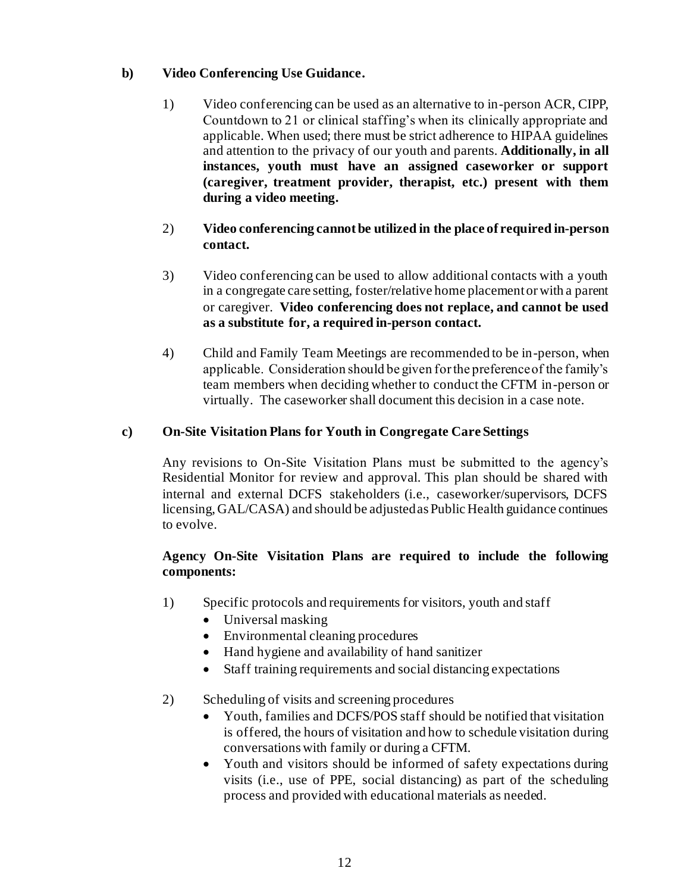**b) Video Conferencing Use Guidance.**

1) Video conferencing can be used as an alternative to in-person ACR, CIPP, Countdown to 21 or clinical staffing's when its clinically appropriate and applicable. When used; there must be strict adherence to HIPAA guidelines and attention to the privacy of our youth and parents. **Additionally, in all instances, youth must have an assigned caseworker or support (caregiver, treatment provider, therapist, etc.) present with them during a video meeting.**

2) **Video conferencing cannot be utilized in the place of required in-person contact.**

3) Video conferencing can be used to allow additional contacts with a youth in a congregate care setting, foster/relative home placement or with a parent or caregiver. **Video conferencing does not replace, and cannot be used as a substitute for, a required in-person contact.**

4) Child and Family Team Meetings are recommended to be in-person, when applicable. Consideration should be given for the preference of the family's team members when deciding whether to conduct the CFTM in-person or virtually. The caseworker shall document this decision in a case note.

**c) On-Site Visitation Plans for Youth in Congregate Care Settings**

Any revisions to On-Site Visitation Plans must be submitted to the agency's Residential Monitor for review and approval. This plan should be shared with internal and external DCFS stakeholders (i.e., caseworker/supervisors, DCFS licensing, GAL/CASA) and should be adjusted as Public Health guidance continues to evolve.

**Agency On-Site Visitation Plans are required to include the following components:**

1) Specific protocols and requirements for visitors, youth and staff
   - Universal masking
   - Environmental cleaning procedures
   - Hand hygiene and availability of hand sanitizer
   - Staff training requirements and social distancing expectations

2) Scheduling of visits and screening procedures
   - Youth, families and DCFS/POS staff should be notified that visitation is offered, the hours of visitation and how to schedule visitation during conversations with family or during a CFTM.
   - Youth and visitors should be informed of safety expectations during visits (i.e., use of PPE, social distancing) as part of the scheduling process and provided with educational materials as needed.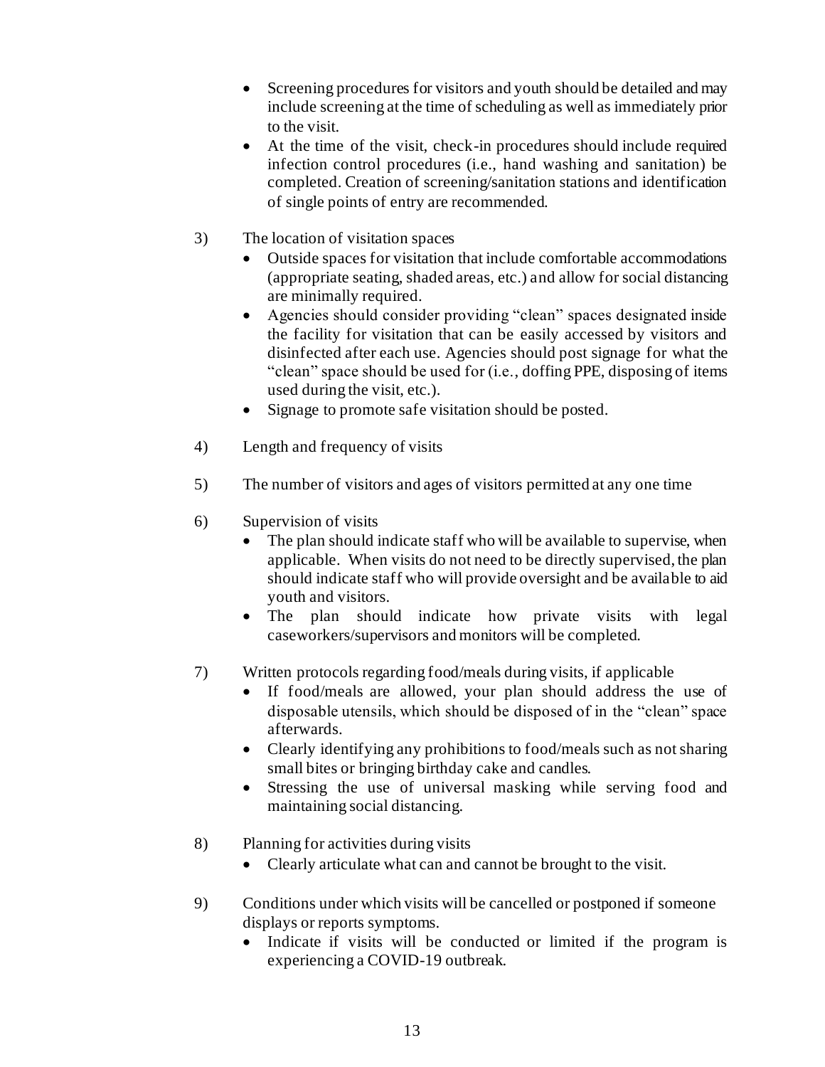- Screening procedures for visitors and youth should be detailed and may include screening at the time of scheduling as well as immediately prior to the visit.
- At the time of the visit, check-in procedures should include required infection control procedures (i.e., hand washing and sanitation) be completed. Creation of screening/sanitation stations and identification of single points of entry are recommended.

3) The location of visitation spaces
   - Outside spaces for visitation that include comfortable accommodations (appropriate seating, shaded areas, etc.) and allow for social distancing are minimally required.
   - Agencies should consider providing "clean" spaces designated inside the facility for visitation that can be easily accessed by visitors and disinfected after each use. Agencies should post signage for what the "clean" space should be used for (i.e., doffing PPE, disposing of items used during the visit, etc.).
   - Signage to promote safe visitation should be posted.

4) Length and frequency of visits

5) The number of visitors and ages of visitors permitted at any one time

6) Supervision of visits
   - The plan should indicate staff who will be available to supervise, when applicable. When visits do not need to be directly supervised, the plan should indicate staff who will provide oversight and be available to aid youth and visitors.
   - The plan should indicate how private visits with legal caseworkers/supervisors and monitors will be completed.

7) Written protocols regarding food/meals during visits, if applicable
   - If food/meals are allowed, your plan should address the use of disposable utensils, which should be disposed of in the "clean" space afterwards.
   - Clearly identifying any prohibitions to food/meals such as not sharing small bites or bringing birthday cake and candles.
   - Stressing the use of universal masking while serving food and maintaining social distancing.

8) Planning for activities during visits
   - Clearly articulate what can and cannot be brought to the visit.

9) Conditions under which visits will be cancelled or postponed if someone displays or reports symptoms.
   - Indicate if visits will be conducted or limited if the program is experiencing a COVID-19 outbreak.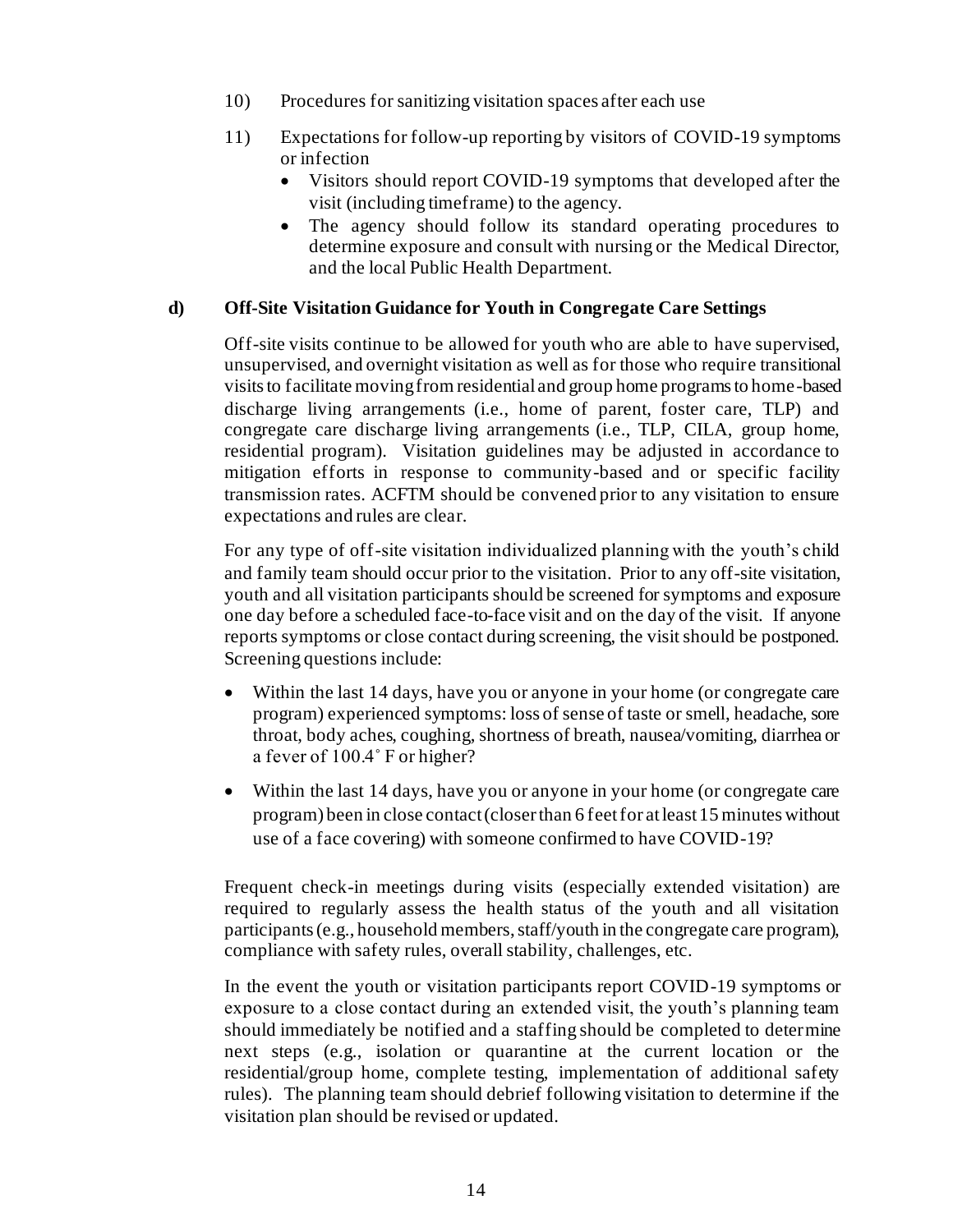10) Procedures for sanitizing visitation spaces after each use

11) Expectations for follow-up reporting by visitors of COVID-19 symptoms or infection
    - Visitors should report COVID-19 symptoms that developed after the visit (including timeframe) to the agency.
    - The agency should follow its standard operating procedures to determine exposure and consult with nursing or the Medical Director, and the local Public Health Department.

**d) Off-Site Visitation Guidance for Youth in Congregate Care Settings**

Off-site visits continue to be allowed for youth who are able to have supervised, unsupervised, and overnight visitation as well as for those who require transitional visits to facilitate moving from residential and group home programs to home-based discharge living arrangements (i.e., home of parent, foster care, TLP) and congregate care discharge living arrangements (i.e., TLP, CILA, group home, residential program). Visitation guidelines may be adjusted in accordance to mitigation efforts in response to community-based and or specific facility transmission rates. ACFTM should be convened prior to any visitation to ensure expectations and rules are clear.

For any type of off-site visitation individualized planning with the youth's child and family team should occur prior to the visitation. Prior to any off-site visitation, youth and all visitation participants should be screened for symptoms and exposure one day before a scheduled face-to-face visit and on the day of the visit. If anyone reports symptoms or close contact during screening, the visit should be postponed. Screening questions include:

- Within the last 14 days, have you or anyone in your home (or congregate care program) experienced symptoms: loss of sense of taste or smell, headache, sore throat, body aches, coughing, shortness of breath, nausea/vomiting, diarrhea or a fever of 100.4˚ F or higher?

- Within the last 14 days, have you or anyone in your home (or congregate care program) been in close contact (closer than 6 feet for at least 15 minutes without use of a face covering) with someone confirmed to have COVID-19?

Frequent check-in meetings during visits (especially extended visitation) are required to regularly assess the health status of the youth and all visitation participants (e.g., household members, staff/youth in the congregate care program), compliance with safety rules, overall stability, challenges, etc.

In the event the youth or visitation participants report COVID-19 symptoms or exposure to a close contact during an extended visit, the youth's planning team should immediately be notified and a staffing should be completed to determine next steps (e.g., isolation or quarantine at the current location or the residential/group home, complete testing, implementation of additional safety rules). The planning team should debrief following visitation to determine if the visitation plan should be revised or updated.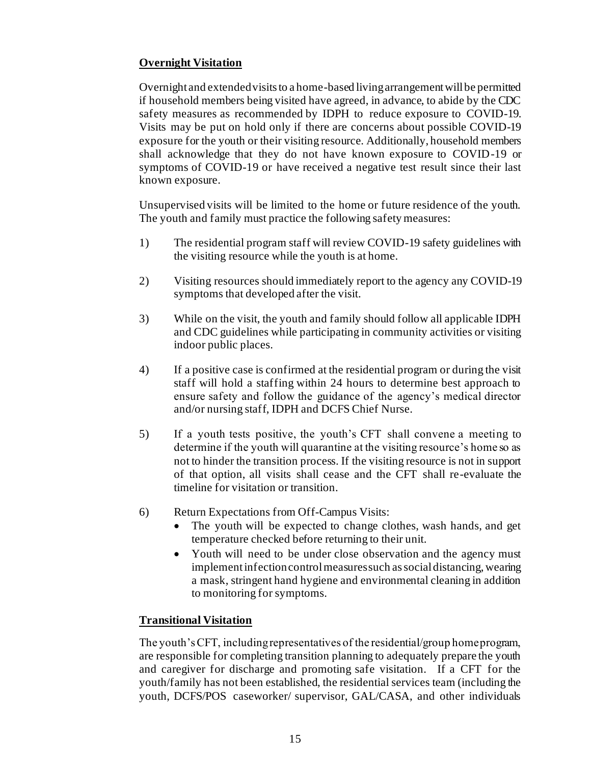**Overnight Visitation**

Overnight and extended visits to a home-based living arrangement will be permitted if household members being visited have agreed, in advance, to abide by the CDC safety measures as recommended by IDPH to reduce exposure to COVID-19. Visits may be put on hold only if there are concerns about possible COVID-19 exposure for the youth or their visiting resource. Additionally, household members shall acknowledge that they do not have known exposure to COVID-19 or symptoms of COVID-19 or have received a negative test result since their last known exposure.

Unsupervised visits will be limited to the home or future residence of the youth. The youth and family must practice the following safety measures:

1) The residential program staff will review COVID-19 safety guidelines with the visiting resource while the youth is at home.

2) Visiting resources should immediately report to the agency any COVID-19 symptoms that developed after the visit.

3) While on the visit, the youth and family should follow all applicable IDPH and CDC guidelines while participating in community activities or visiting indoor public places.

4) If a positive case is confirmed at the residential program or during the visit staff will hold a staffing within 24 hours to determine best approach to ensure safety and follow the guidance of the agency's medical director and/or nursing staff, IDPH and DCFS Chief Nurse.

5) If a youth tests positive, the youth's CFT shall convene a meeting to determine if the youth will quarantine at the visiting resource's home so as not to hinder the transition process. If the visiting resource is not in support of that option, all visits shall cease and the CFT shall re-evaluate the timeline for visitation or transition.

6) Return Expectations from Off-Campus Visits:
   - The youth will be expected to change clothes, wash hands, and get temperature checked before returning to their unit.
   - Youth will need to be under close observation and the agency must implement infection control measures such as social distancing, wearing a mask, stringent hand hygiene and environmental cleaning in addition to monitoring for symptoms.

**Transitional Visitation**

The youth's CFT, including representatives of the residential/group home program, are responsible for completing transition planning to adequately prepare the youth and caregiver for discharge and promoting safe visitation. If a CFT for the youth/family has not been established, the residential services team (including the youth, DCFS/POS caseworker/ supervisor, GAL/CASA, and other individuals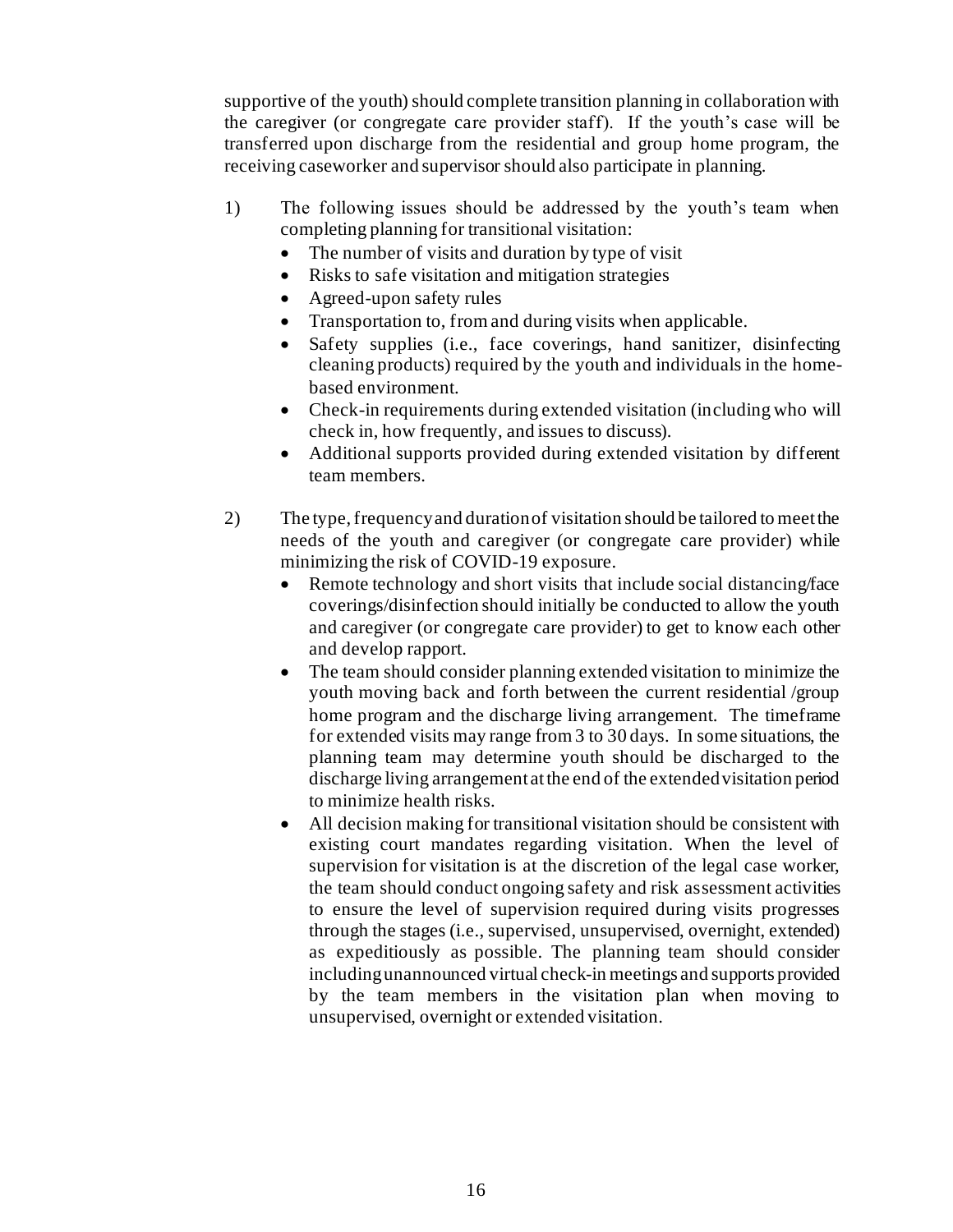supportive of the youth) should complete transition planning in collaboration with the caregiver (or congregate care provider staff). If the youth's case will be transferred upon discharge from the residential and group home program, the receiving caseworker and supervisor should also participate in planning.

1) The following issues should be addressed by the youth's team when completing planning for transitional visitation:
   - The number of visits and duration by type of visit
   - Risks to safe visitation and mitigation strategies
   - Agreed-upon safety rules
   - Transportation to, from and during visits when applicable.
   - Safety supplies (i.e., face coverings, hand sanitizer, disinfecting cleaning products) required by the youth and individuals in the home-based environment.
   - Check-in requirements during extended visitation (including who will check in, how frequently, and issues to discuss).
   - Additional supports provided during extended visitation by different team members.

2) The type, frequency and duration of visitation should be tailored to meet the needs of the youth and caregiver (or congregate care provider) while minimizing the risk of COVID-19 exposure.
   - Remote technology and short visits that include social distancing/face coverings/disinfection should initially be conducted to allow the youth and caregiver (or congregate care provider) to get to know each other and develop rapport.
   - The team should consider planning extended visitation to minimize the youth moving back and forth between the current residential /group home program and the discharge living arrangement. The timeframe for extended visits may range from 3 to 30 days. In some situations, the planning team may determine youth should be discharged to the discharge living arrangement at the end of the extended visitation period to minimize health risks.
   - All decision making for transitional visitation should be consistent with existing court mandates regarding visitation. When the level of supervision for visitation is at the discretion of the legal case worker, the team should conduct ongoing safety and risk assessment activities to ensure the level of supervision required during visits progresses through the stages (i.e., supervised, unsupervised, overnight, extended) as expeditiously as possible. The planning team should consider including unannounced virtual check-in meetings and supports provided by the team members in the visitation plan when moving to unsupervised, overnight or extended visitation.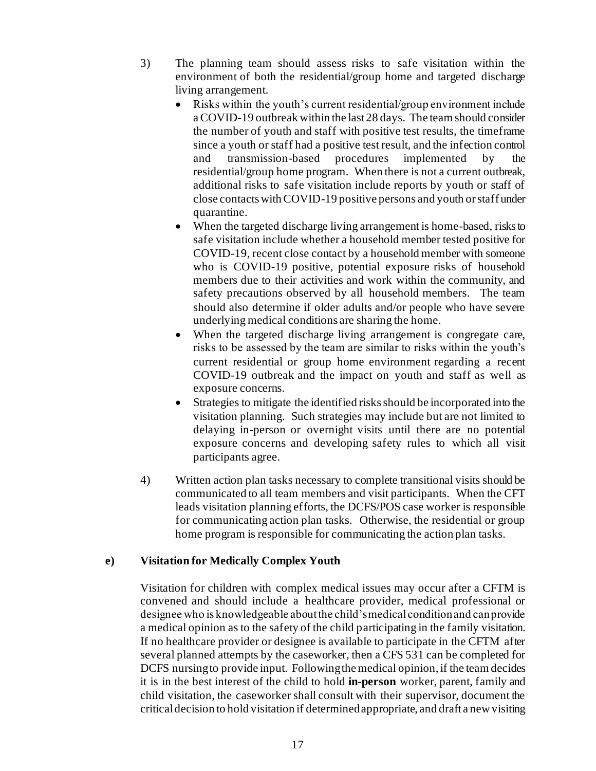3) The planning team should assess risks to safe visitation within the environment of both the residential/group home and targeted discharge living arrangement.

- Risks within the youth's current residential/group environment include a COVID-19 outbreak within the last 28 days. The team should consider the number of youth and staff with positive test results, the timeframe since a youth or staff had a positive test result, and the infection control and transmission-based procedures implemented by the residential/group home program. When there is not a current outbreak, additional risks to safe visitation include reports by youth or staff of close contacts with COVID-19 positive persons and youth or staff under quarantine.
- When the targeted discharge living arrangement is home-based, risks to safe visitation include whether a household member tested positive for COVID-19, recent close contact by a household member with someone who is COVID-19 positive, potential exposure risks of household members due to their activities and work within the community, and safety precautions observed by all household members. The team should also determine if older adults and/or people who have severe underlying medical conditions are sharing the home.
- When the targeted discharge living arrangement is congregate care, risks to be assessed by the team are similar to risks within the youth's current residential or group home environment regarding a recent COVID-19 outbreak and the impact on youth and staff as well as exposure concerns.
- Strategies to mitigate the identified risks should be incorporated into the visitation planning. Such strategies may include but are not limited to delaying in-person or overnight visits until there are no potential exposure concerns and developing safety rules to which all visit participants agree.

4) Written action plan tasks necessary to complete transitional visits should be communicated to all team members and visit participants. When the CFT leads visitation planning efforts, the DCFS/POS case worker is responsible for communicating action plan tasks. Otherwise, the residential or group home program is responsible for communicating the action plan tasks.

**e) Visitation for Medically Complex Youth**

Visitation for children with complex medical issues may occur after a CFTM is convened and should include a healthcare provider, medical professional or designee who is knowledgeable about the child's medical condition and can provide a medical opinion as to the safety of the child participating in the family visitation. If no healthcare provider or designee is available to participate in the CFTM after several planned attempts by the caseworker, then a CFS 531 can be completed for DCFS nursing to provide input. Following the medical opinion, if the team decides it is in the best interest of the child to hold **in-person** worker, parent, family and child visitation, the caseworker shall consult with their supervisor, document the critical decision to hold visitation if determined appropriate, and draft a new visiting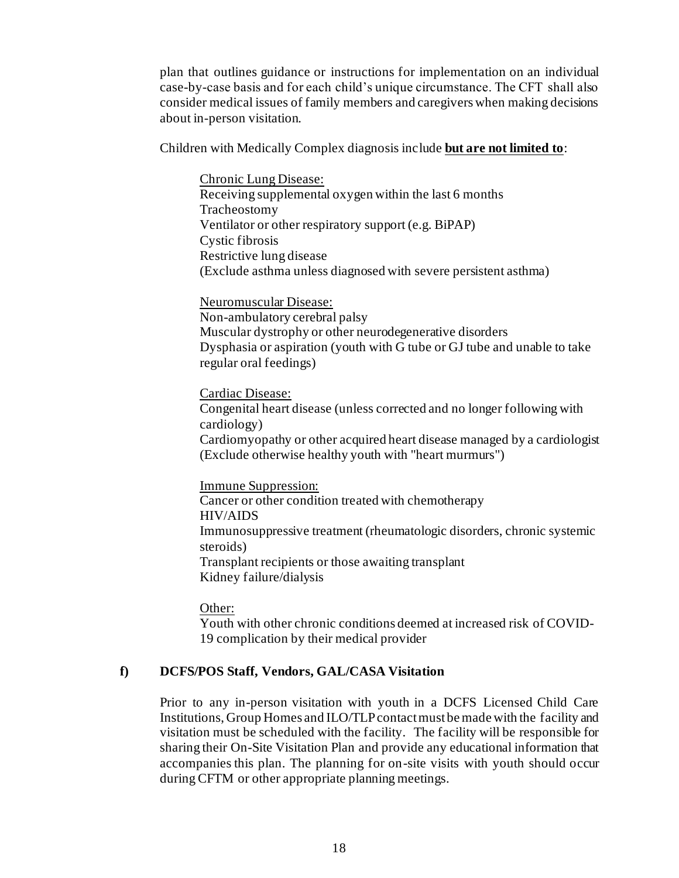plan that outlines guidance or instructions for implementation on an individual case-by-case basis and for each child's unique circumstance. The CFT shall also consider medical issues of family members and caregivers when making decisions about in-person visitation.

Children with Medically Complex diagnosis include **but are not limited to**:

Chronic Lung Disease:
Receiving supplemental oxygen within the last 6 months
Tracheostomy
Ventilator or other respiratory support (e.g. BiPAP)
Cystic fibrosis
Restrictive lung disease
(Exclude asthma unless diagnosed with severe persistent asthma)

Neuromuscular Disease:
Non-ambulatory cerebral palsy
Muscular dystrophy or other neurodegenerative disorders
Dysphasia or aspiration (youth with G tube or GJ tube and unable to take regular oral feedings)

Cardiac Disease:
Congenital heart disease (unless corrected and no longer following with cardiology)
Cardiomyopathy or other acquired heart disease managed by a cardiologist
(Exclude otherwise healthy youth with "heart murmurs")

Immune Suppression:
Cancer or other condition treated with chemotherapy
HIV/AIDS
Immunosuppressive treatment (rheumatologic disorders, chronic systemic steroids)
Transplant recipients or those awaiting transplant
Kidney failure/dialysis

Other:
Youth with other chronic conditions deemed at increased risk of COVID-19 complication by their medical provider

**f) DCFS/POS Staff, Vendors, GAL/CASA Visitation**

Prior to any in-person visitation with youth in a DCFS Licensed Child Care Institutions, Group Homes and ILO/TLP contact must be made with the facility and visitation must be scheduled with the facility. The facility will be responsible for sharing their On-Site Visitation Plan and provide any educational information that accompanies this plan. The planning for on-site visits with youth should occur during CFTM or other appropriate planning meetings.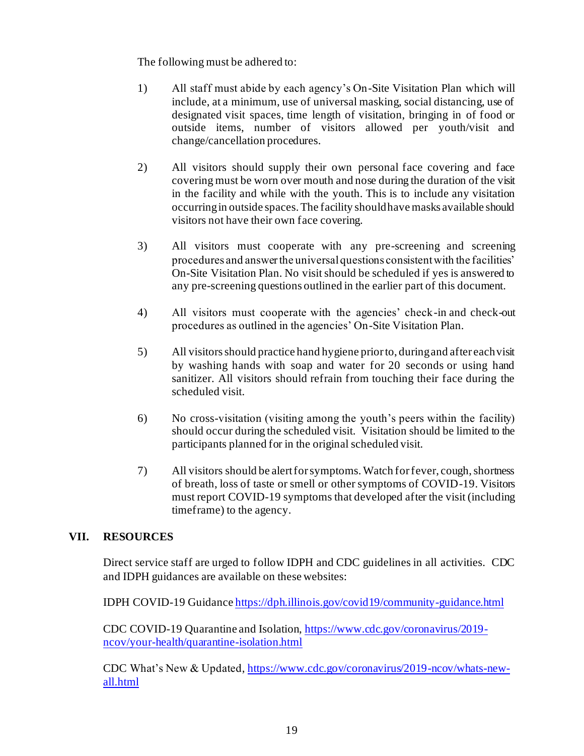The following must be adhered to:

1) All staff must abide by each agency's On-Site Visitation Plan which will include, at a minimum, use of universal masking, social distancing, use of designated visit spaces, time length of visitation, bringing in of food or outside items, number of visitors allowed per youth/visit and change/cancellation procedures.

2) All visitors should supply their own personal face covering and face covering must be worn over mouth and nose during the duration of the visit in the facility and while with the youth. This is to include any visitation occurring in outside spaces. The facility should have masks available should visitors not have their own face covering.

3) All visitors must cooperate with any pre-screening and screening procedures and answer the universal questions consistent with the facilities' On-Site Visitation Plan. No visit should be scheduled if yes is answered to any pre-screening questions outlined in the earlier part of this document.

4) All visitors must cooperate with the agencies' check-in and check-out procedures as outlined in the agencies' On-Site Visitation Plan.

5) All visitors should practice hand hygiene prior to, during and after each visit by washing hands with soap and water for 20 seconds or using hand sanitizer. All visitors should refrain from touching their face during the scheduled visit.

6) No cross-visitation (visiting among the youth's peers within the facility) should occur during the scheduled visit. Visitation should be limited to the participants planned for in the original scheduled visit.

7) All visitors should be alert for symptoms. Watch for fever, cough, shortness of breath, loss of taste or smell or other symptoms of COVID-19. Visitors must report COVID-19 symptoms that developed after the visit (including timeframe) to the agency.

## VII. RESOURCES

Direct service staff are urged to follow IDPH and CDC guidelines in all activities. CDC and IDPH guidances are available on these websites:

IDPH COVID-19 Guidance https://dph.illinois.gov/covid19/community-guidance.html

CDC COVID-19 Quarantine and Isolation, https://www.cdc.gov/coronavirus/2019-ncov/your-health/quarantine-isolation.html

CDC What's New & Updated, https://www.cdc.gov/coronavirus/2019-ncov/whats-new-all.html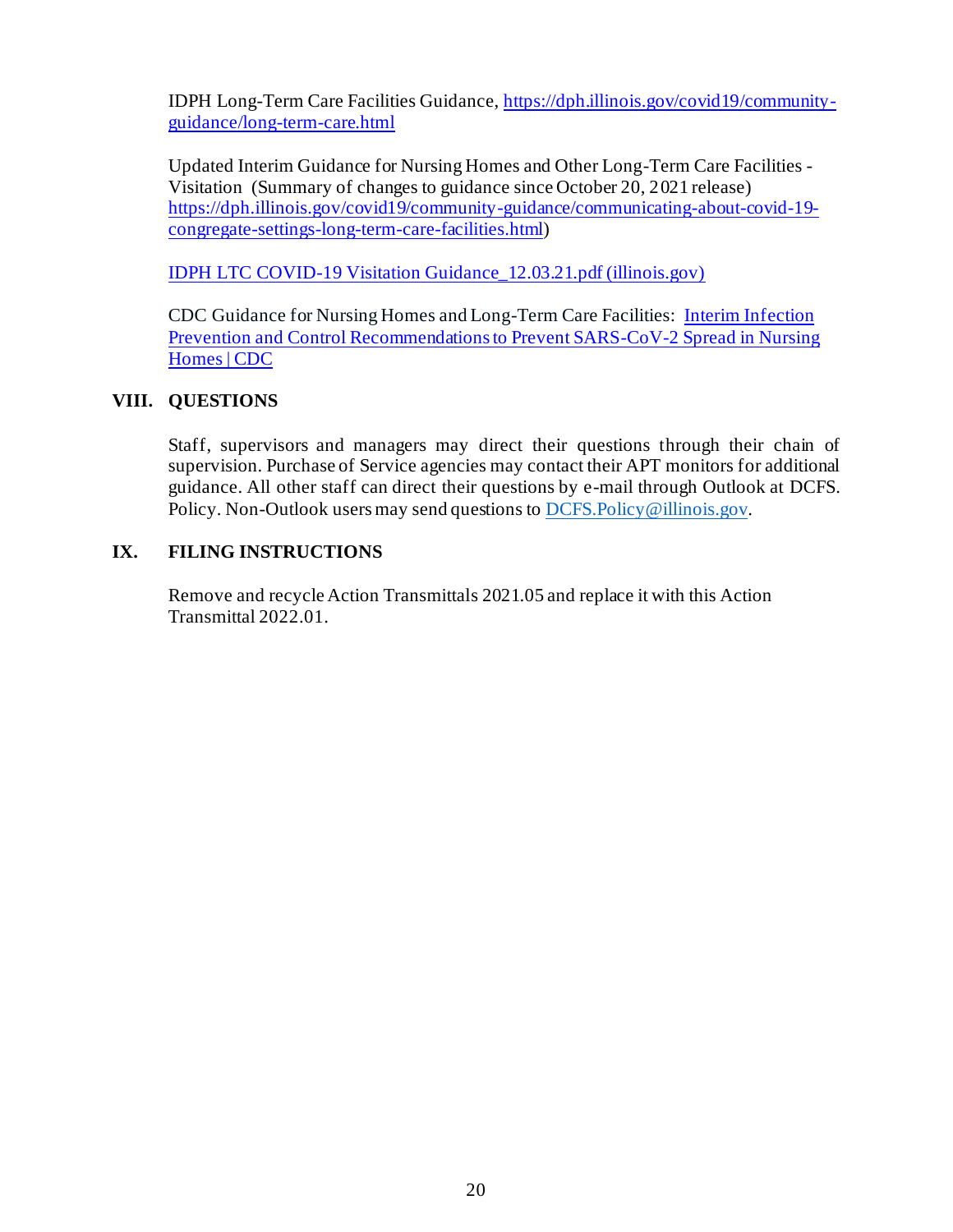IDPH Long-Term Care Facilities Guidance, [https://dph.illinois.gov/covid19/community-guidance/long-term-care.html](https://dph.illinois.gov/covid19/community-guidance/long-term-care.html)

Updated Interim Guidance for Nursing Homes and Other Long-Term Care Facilities - Visitation (Summary of changes to guidance since October 20, 2021 release) [https://dph.illinois.gov/covid19/community-guidance/communicating-about-covid-19-congregate-settings-long-term-care-facilities.html](https://dph.illinois.gov/covid19/community-guidance/communicating-about-covid-19-congregate-settings-long-term-care-facilities.html))

IDPH LTC COVID-19 Visitation Guidance_12.03.21.pdf (illinois.gov)

CDC Guidance for Nursing Homes and Long-Term Care Facilities: Interim Infection Prevention and Control Recommendations to Prevent SARS-CoV-2 Spread in Nursing Homes | CDC

## VIII. QUESTIONS

Staff, supervisors and managers may direct their questions through their chain of supervision. Purchase of Service agencies may contact their APT monitors for additional guidance. All other staff can direct their questions by e-mail through Outlook at DCFS. Policy. Non-Outlook users may send questions to [DCFS.Policy@illinois.gov](mailto:DCFS.Policy@illinois.gov).

## IX. FILING INSTRUCTIONS

Remove and recycle Action Transmittals 2021.05 and replace it with this Action Transmittal 2022.01.